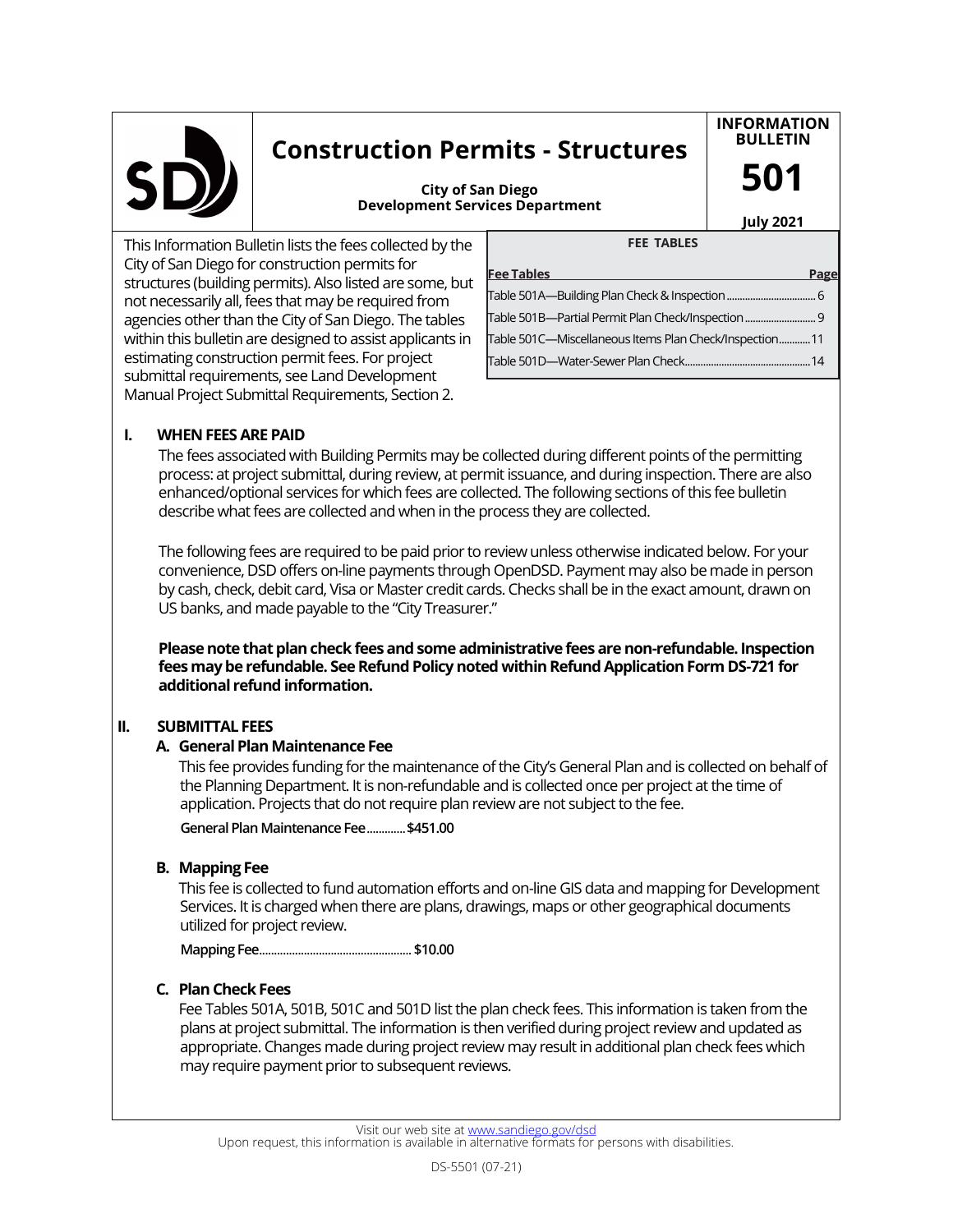# Construction Permits - Structures

**City of San Diego**
**Development Services Department**

**INFORMATION BULLETIN**

**501**

**July 2021**

This Information Bulletin lists the fees collected by the City of San Diego for construction permits for structures (building permits). Also listed are some, but not necessarily all, fees that may be required from agencies other than the City of San Diego. The tables within this bulletin are designed to assist applicants in estimating construction permit fees. For project submittal requirements, see Land Development Manual Project Submittal Requirements, Section 2.

**FEE TABLES**

| Fee Tables | Page |
|---|---|
| Table 501A—Building Plan Check & Inspection | 6 |
| Table 501B—Partial Permit Plan Check/Inspection | 9 |
| Table 501C—Miscellaneous Items Plan Check/Inspection | 11 |
| Table 501D—Water-Sewer Plan Check | 14 |

## I. WHEN FEES ARE PAID

The fees associated with Building Permits may be collected during different points of the permitting process: at project submittal, during review, at permit issuance, and during inspection. There are also enhanced/optional services for which fees are collected. The following sections of this fee bulletin describe what fees are collected and when in the process they are collected.

The following fees are required to be paid prior to review unless otherwise indicated below. For your convenience, DSD offers on-line payments through OpenDSD. Payment may also be made in person by cash, check, debit card, Visa or Master credit cards. Checks shall be in the exact amount, drawn on US banks, and made payable to the "City Treasurer."

**Please note that plan check fees and some administrative fees are non-refundable. Inspection fees may be refundable. See Refund Policy noted within Refund Application Form DS-721 for additional refund information.**

## II. SUBMITTAL FEES

### A. General Plan Maintenance Fee

This fee provides funding for the maintenance of the City's General Plan and is collected on behalf of the Planning Department. It is non-refundable and is collected once per project at the time of application. Projects that do not require plan review are not subject to the fee.

**General Plan Maintenance Fee............$451.00**

### B. Mapping Fee

This fee is collected to fund automation efforts and on-line GIS data and mapping for Development Services. It is charged when there are plans, drawings, maps or other geographical documents utilized for project review.

**Mapping Fee.................................................. $10.00**

### C. Plan Check Fees

Fee Tables 501A, 501B, 501C and 501D list the plan check fees. This information is taken from the plans at project submittal. The information is then verified during project review and updated as appropriate. Changes made during project review may result in additional plan check fees which may require payment prior to subsequent reviews.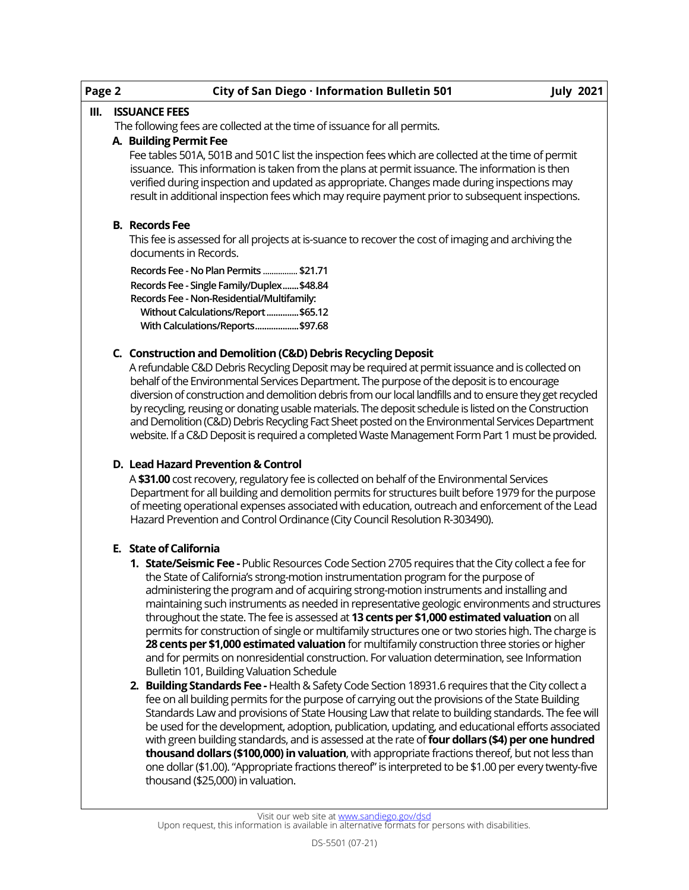## III. ISSUANCE FEES

The following fees are collected at the time of issuance for all permits.

### A. Building Permit Fee

Fee tables 501A, 501B and 501C list the inspection fees which are collected at the time of permit issuance. This information is taken from the plans at permit issuance. The information is then verified during inspection and updated as appropriate. Changes made during inspections may result in additional inspection fees which may require payment prior to subsequent inspections.

### B. Records Fee

This fee is assessed for all projects at is-suance to recover the cost of imaging and archiving the documents in Records.

**Records Fee - No Plan Permits ................ $21.71**
**Records Fee - Single Family/Duplex....... $48.84**
**Records Fee - Non-Residential/Multifamily:**
**Without Calculations/Report .............. $65.12**
**With Calculations/Reports................... $97.68**

### C. Construction and Demolition (C&D) Debris Recycling Deposit

A refundable C&D Debris Recycling Deposit may be required at permit issuance and is collected on behalf of the Environmental Services Department. The purpose of the deposit is to encourage diversion of construction and demolition debris from our local landfills and to ensure they get recycled by recycling, reusing or donating usable materials. The deposit schedule is listed on the Construction and Demolition (C&D) Debris Recycling Fact Sheet posted on the Environmental Services Department website. If a C&D Deposit is required a completed Waste Management Form Part 1 must be provided.

### D. Lead Hazard Prevention & Control

A **$31.00** cost recovery, regulatory fee is collected on behalf of the Environmental Services Department for all building and demolition permits for structures built before 1979 for the purpose of meeting operational expenses associated with education, outreach and enforcement of the Lead Hazard Prevention and Control Ordinance (City Council Resolution R-303490).

### E. State of California

1. **State/Seismic Fee -** Public Resources Code Section 2705 requires that the City collect a fee for the State of California's strong-motion instrumentation program for the purpose of administering the program and of acquiring strong-motion instruments and installing and maintaining such instruments as needed in representative geologic environments and structures throughout the state. The fee is assessed at **13 cents per $1,000 estimated valuation** on all permits for construction of single or multifamily structures one or two stories high. The charge is **28 cents per $1,000 estimated valuation** for multifamily construction three stories or higher and for permits on nonresidential construction. For valuation determination, see Information Bulletin 101, Building Valuation Schedule
2. **Building Standards Fee -** Health & Safety Code Section 18931.6 requires that the City collect a fee on all building permits for the purpose of carrying out the provisions of the State Building Standards Law and provisions of State Housing Law that relate to building standards. The fee will be used for the development, adoption, publication, updating, and educational efforts associated with green building standards, and is assessed at the rate of **four dollars ($4) per one hundred thousand dollars ($100,000) in valuation**, with appropriate fractions thereof, but not less than one dollar ($1.00). "Appropriate fractions thereof" is interpreted to be $1.00 per every twenty-five thousand ($25,000) in valuation.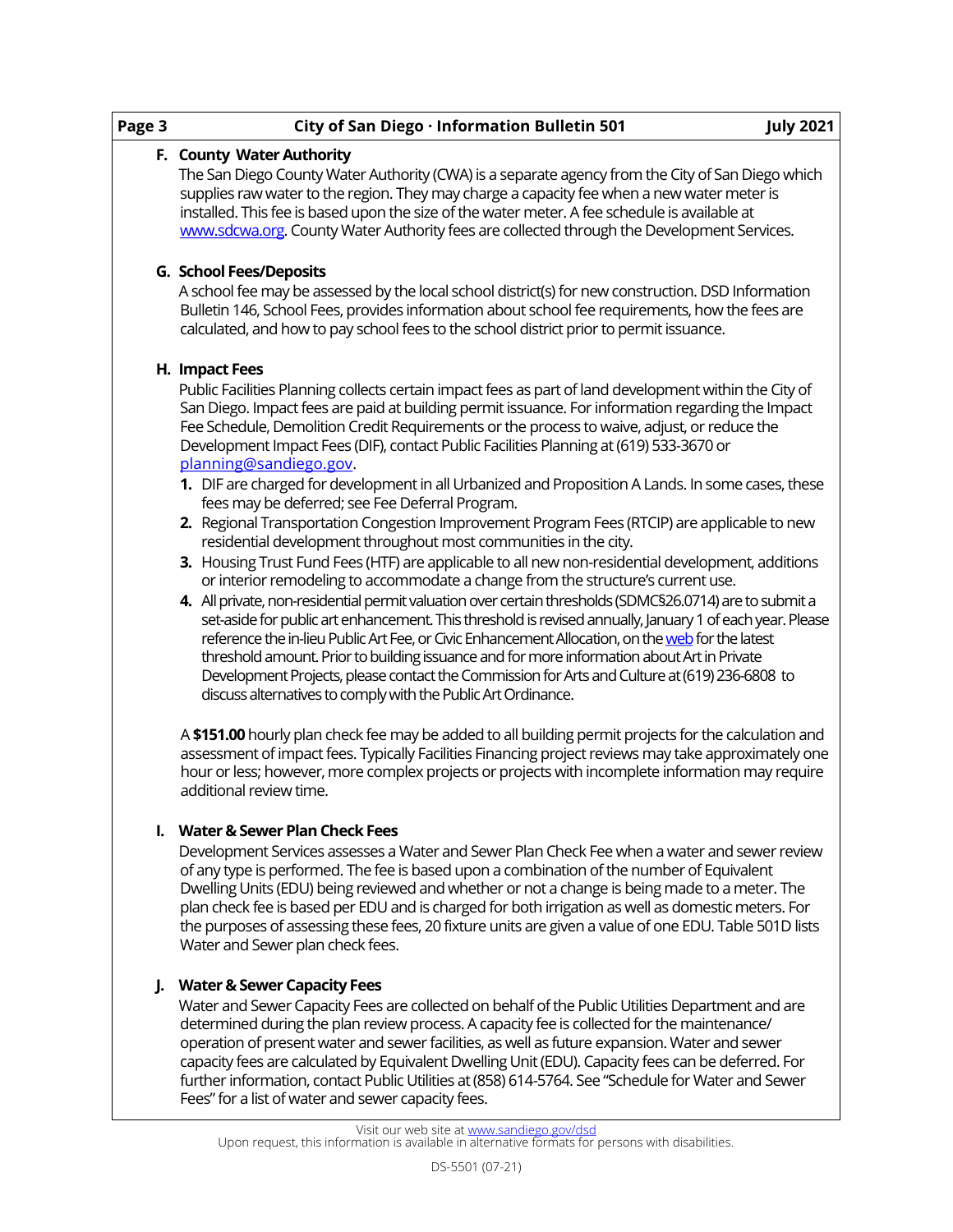### F. County Water Authority

The San Diego County Water Authority (CWA) is a separate agency from the City of San Diego which supplies raw water to the region. They may charge a capacity fee when a new water meter is installed. This fee is based upon the size of the water meter. A fee schedule is available at www.sdcwa.org. County Water Authority fees are collected through the Development Services.

### G. School Fees/Deposits

A school fee may be assessed by the local school district(s) for new construction. DSD Information Bulletin 146, School Fees, provides information about school fee requirements, how the fees are calculated, and how to pay school fees to the school district prior to permit issuance.

### H. Impact Fees

Public Facilities Planning collects certain impact fees as part of land development within the City of San Diego. Impact fees are paid at building permit issuance. For information regarding the Impact Fee Schedule, Demolition Credit Requirements or the process to waive, adjust, or reduce the Development Impact Fees (DIF), contact Public Facilities Planning at (619) 533-3670 or planning@sandiego.gov.

1. DIF are charged for development in all Urbanized and Proposition A Lands. In some cases, these fees may be deferred; see Fee Deferral Program.
2. Regional Transportation Congestion Improvement Program Fees (RTCIP) are applicable to new residential development throughout most communities in the city.
3. Housing Trust Fund Fees (HTF) are applicable to all new non-residential development, additions or interior remodeling to accommodate a change from the structure's current use.
4. All private, non-residential permit valuation over certain thresholds (SDMC§26.0714) are to submit a set-aside for public art enhancement. This threshold is revised annually, January 1 of each year. Please reference the in-lieu Public Art Fee, or Civic Enhancement Allocation, on the web for the latest threshold amount. Prior to building issuance and for more information about Art in Private Development Projects, please contact the Commission for Arts and Culture at (619) 236-6808 to discuss alternatives to comply with the Public Art Ordinance.

A **$151.00** hourly plan check fee may be added to all building permit projects for the calculation and assessment of impact fees. Typically Facilities Financing project reviews may take approximately one hour or less; however, more complex projects or projects with incomplete information may require additional review time.

### I. Water & Sewer Plan Check Fees

Development Services assesses a Water and Sewer Plan Check Fee when a water and sewer review of any type is performed. The fee is based upon a combination of the number of Equivalent Dwelling Units (EDU) being reviewed and whether or not a change is being made to a meter. The plan check fee is based per EDU and is charged for both irrigation as well as domestic meters. For the purposes of assessing these fees, 20 fixture units are given a value of one EDU. Table 501D lists Water and Sewer plan check fees.

### J. Water & Sewer Capacity Fees

Water and Sewer Capacity Fees are collected on behalf of the Public Utilities Department and are determined during the plan review process. A capacity fee is collected for the maintenance/operation of present water and sewer facilities, as well as future expansion. Water and sewer capacity fees are calculated by Equivalent Dwelling Unit (EDU). Capacity fees can be deferred. For further information, contact Public Utilities at (858) 614-5764. See "Schedule for Water and Sewer Fees" for a list of water and sewer capacity fees.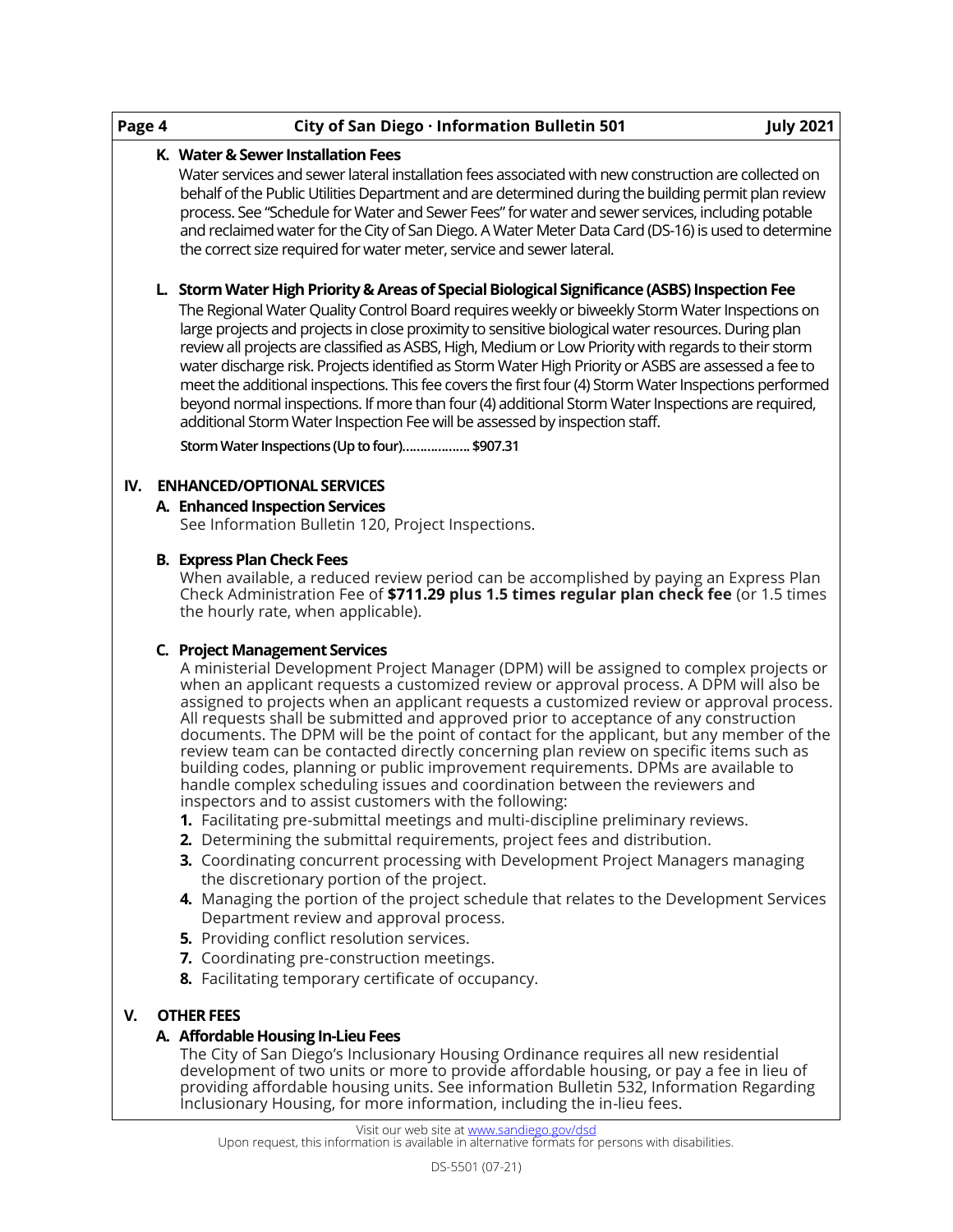**K. Water & Sewer Installation Fees**

Water services and sewer lateral installation fees associated with new construction are collected on behalf of the Public Utilities Department and are determined during the building permit plan review process. See "Schedule for Water and Sewer Fees" for water and sewer services, including potable and reclaimed water for the City of San Diego. A Water Meter Data Card (DS-16) is used to determine the correct size required for water meter, service and sewer lateral.

**L. Storm Water High Priority & Areas of Special Biological Significance (ASBS) Inspection Fee**

The Regional Water Quality Control Board requires weekly or biweekly Storm Water Inspections on large projects and projects in close proximity to sensitive biological water resources. During plan review all projects are classified as ASBS, High, Medium or Low Priority with regards to their storm water discharge risk. Projects identified as Storm Water High Priority or ASBS are assessed a fee to meet the additional inspections. This fee covers the first four (4) Storm Water Inspections performed beyond normal inspections. If more than four (4) additional Storm Water Inspections are required, additional Storm Water Inspection Fee will be assessed by inspection staff.

**Storm Water Inspections (Up to four)................... $907.31**

## IV. ENHANCED/OPTIONAL SERVICES

**A. Enhanced Inspection Services**

See Information Bulletin 120, Project Inspections.

**B. Express Plan Check Fees**

When available, a reduced review period can be accomplished by paying an Express Plan Check Administration Fee of **$711.29 plus 1.5 times regular plan check fee** (or 1.5 times the hourly rate, when applicable).

**C. Project Management Services**

A ministerial Development Project Manager (DPM) will be assigned to complex projects or when an applicant requests a customized review or approval process. A DPM will also be assigned to projects when an applicant requests a customized review or approval process. All requests shall be submitted and approved prior to acceptance of any construction documents. The DPM will be the point of contact for the applicant, but any member of the review team can be contacted directly concerning plan review on specific items such as building codes, planning or public improvement requirements. DPMs are available to handle complex scheduling issues and coordination between the reviewers and inspectors and to assist customers with the following:

1. Facilitating pre-submittal meetings and multi-discipline preliminary reviews.
2. Determining the submittal requirements, project fees and distribution.
3. Coordinating concurrent processing with Development Project Managers managing the discretionary portion of the project.
4. Managing the portion of the project schedule that relates to the Development Services Department review and approval process.
5. Providing conflict resolution services.

7. Coordinating pre-construction meetings.
8. Facilitating temporary certificate of occupancy.

## V. OTHER FEES

**A. Affordable Housing In-Lieu Fees**

The City of San Diego's Inclusionary Housing Ordinance requires all new residential development of two units or more to provide affordable housing, or pay a fee in lieu of providing affordable housing units. See information Bulletin 532, Information Regarding Inclusionary Housing, for more information, including the in-lieu fees.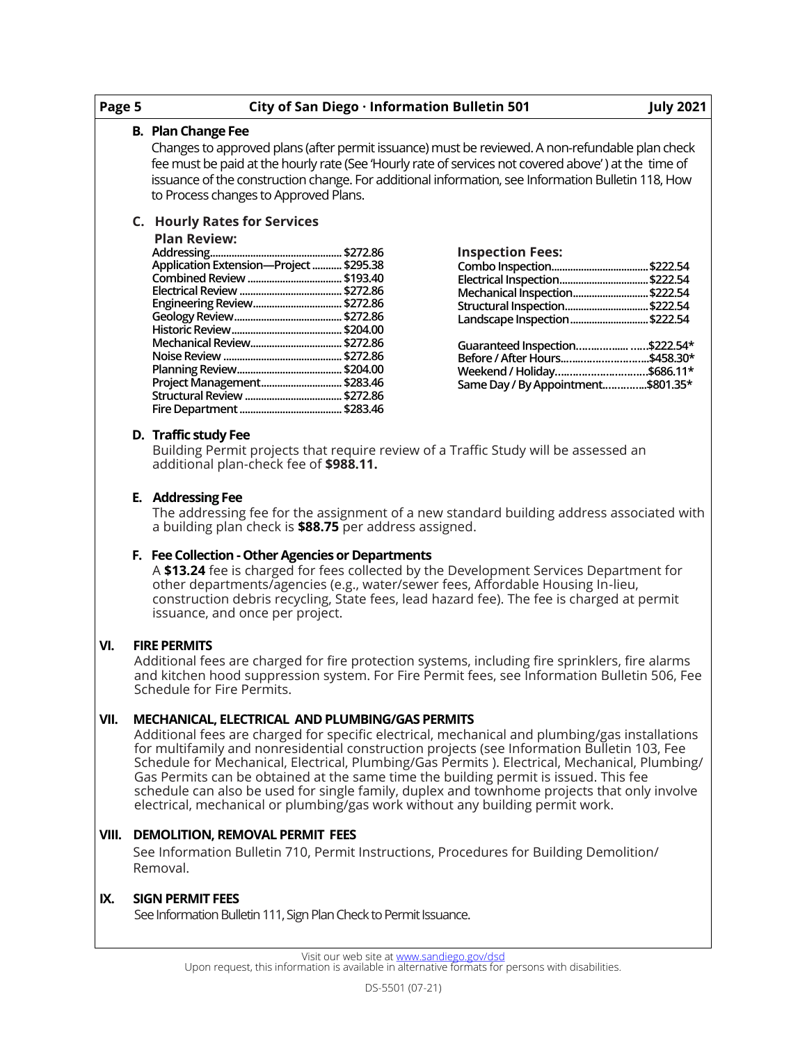### B. Plan Change Fee

Changes to approved plans (after permit issuance) must be reviewed. A non-refundable plan check fee must be paid at the hourly rate (See 'Hourly rate of services not covered above' ) at the time of issuance of the construction change. For additional information, see Information Bulletin 118, How to Process changes to Approved Plans.

### C. Hourly Rates for Services

**Plan Review:**

| Service | Rate |
|---|---|
| Addressing | $272.86 |
| Application Extension—Project | $295.38 |
| Combined Review | $193.40 |
| Electrical Review | $272.86 |
| Engineering Review | $272.86 |
| Geology Review | $272.86 |
| Historic Review | $204.00 |
| Mechanical Review | $272.86 |
| Noise Review | $272.86 |
| Planning Review | $204.00 |
| Project Management | $283.46 |
| Structural Review | $272.86 |
| Fire Department | $283.46 |

**Inspection Fees:**

| Service | Rate |
|---|---|
| Combo Inspection | $222.54 |
| Electrical Inspection | $222.54 |
| Mechanical Inspection | $222.54 |
| Structural Inspection | $222.54 |
| Landscape Inspection | $222.54 |
| Guaranteed Inspection | $222.54* |
| Before / After Hours | $458.30* |
| Weekend / Holiday | $686.11* |
| Same Day / By Appointment | $801.35* |

### D. Traffic study Fee

Building Permit projects that require review of a Traffic Study will be assessed an additional plan-check fee of **$988.11.**

### E. Addressing Fee

The addressing fee for the assignment of a new standard building address associated with a building plan check is **$88.75** per address assigned.

### F. Fee Collection - Other Agencies or Departments

A **$13.24** fee is charged for fees collected by the Development Services Department for other departments/agencies (e.g., water/sewer fees, Affordable Housing In-lieu, construction debris recycling, State fees, lead hazard fee). The fee is charged at permit issuance, and once per project.

## VI. FIRE PERMITS

Additional fees are charged for fire protection systems, including fire sprinklers, fire alarms and kitchen hood suppression system. For Fire Permit fees, see Information Bulletin 506, Fee Schedule for Fire Permits.

## VII. MECHANICAL, ELECTRICAL AND PLUMBING/GAS PERMITS

Additional fees are charged for specific electrical, mechanical and plumbing/gas installations for multifamily and nonresidential construction projects (see Information Bulletin 103, Fee Schedule for Mechanical, Electrical, Plumbing/Gas Permits ). Electrical, Mechanical, Plumbing/ Gas Permits can be obtained at the same time the building permit is issued. This fee schedule can also be used for single family, duplex and townhome projects that only involve electrical, mechanical or plumbing/gas work without any building permit work.

## VIII. DEMOLITION, REMOVAL PERMIT FEES

See Information Bulletin 710, Permit Instructions, Procedures for Building Demolition/ Removal.

## IX. SIGN PERMIT FEES

See Information Bulletin 111, Sign Plan Check to Permit Issuance.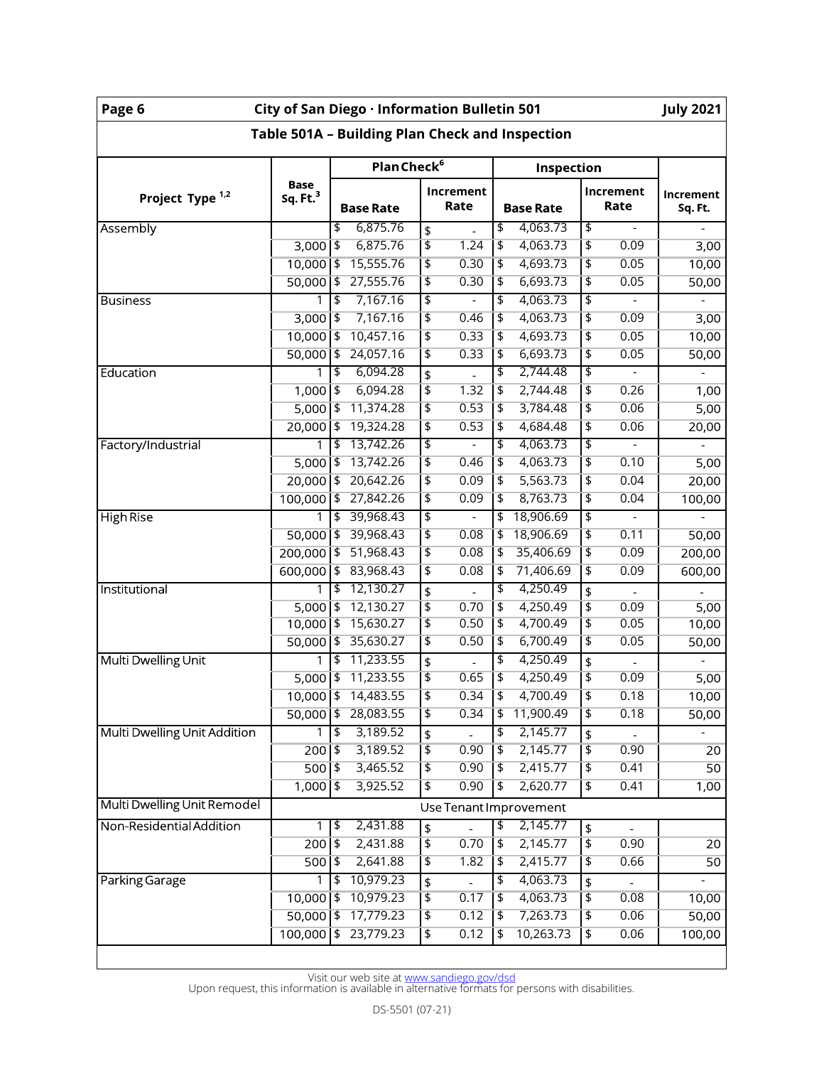## Table 501A – Building Plan Check and Inspection

| Project Type [1,2] | Base Sq. Ft.[3] | Plan Check[6] | | Inspection | | Increment Sq. Ft. |
|---|---|---|---|---|---|---|
| | | Base Rate | Increment Rate | Base Rate | Increment Rate | |
| Assembly | | $ 6,875.76 | $ - | $ 4,063.73 | $ - | - |
| | 3,000 | $ 6,875.76 | $ 1.24 | $ 4,063.73 | $ 0.09 | 3,00 |
| | 10,000 | $ 15,555.76 | $ 0.30 | $ 4,693.73 | $ 0.05 | 10,00 |
| | 50,000 | $ 27,555.76 | $ 0.30 | $ 6,693.73 | $ 0.05 | 50,00 |
| Business | 1 | $ 7,167.16 | $ - | $ 4,063.73 | $ - | - |
| | 3,000 | $ 7,167.16 | $ 0.46 | $ 4,063.73 | $ 0.09 | 3,00 |
| | 10,000 | $ 10,457.16 | $ 0.33 | $ 4,693.73 | $ 0.05 | 10,00 |
| | 50,000 | $ 24,057.16 | $ 0.33 | $ 6,693.73 | $ 0.05 | 50,00 |
| Education | 1 | $ 6,094.28 | $ - | $ 2,744.48 | $ - | - |
| | 1,000 | $ 6,094.28 | $ 1.32 | $ 2,744.48 | $ 0.26 | 1,00 |
| | 5,000 | $ 11,374.28 | $ 0.53 | $ 3,784.48 | $ 0.06 | 5,00 |
| | 20,000 | $ 19,324.28 | $ 0.53 | $ 4,684.48 | $ 0.06 | 20,00 |
| Factory/Industrial | 1 | $ 13,742.26 | $ - | $ 4,063.73 | $ - | - |
| | 5,000 | $ 13,742.26 | $ 0.46 | $ 4,063.73 | $ 0.10 | 5,00 |
| | 20,000 | $ 20,642.26 | $ 0.09 | $ 5,563.73 | $ 0.04 | 20,00 |
| | 100,000 | $ 27,842.26 | $ 0.09 | $ 8,763.73 | $ 0.04 | 100,00 |
| High Rise | 1 | $ 39,968.43 | $ - | $ 18,906.69 | $ - | - |
| | 50,000 | $ 39,968.43 | $ 0.08 | $ 18,906.69 | $ 0.11 | 50,00 |
| | 200,000 | $ 51,968.43 | $ 0.08 | $ 35,406.69 | $ 0.09 | 200,00 |
| | 600,000 | $ 83,968.43 | $ 0.08 | $ 71,406.69 | $ 0.09 | 600,00 |
| Institutional | 1 | $ 12,130.27 | $ - | $ 4,250.49 | $ - | - |
| | 5,000 | $ 12,130.27 | $ 0.70 | $ 4,250.49 | $ 0.09 | 5,00 |
| | 10,000 | $ 15,630.27 | $ 0.50 | $ 4,700.49 | $ 0.05 | 10,00 |
| | 50,000 | $ 35,630.27 | $ 0.50 | $ 6,700.49 | $ 0.05 | 50,00 |
| Multi Dwelling Unit | 1 | $ 11,233.55 | $ - | $ 4,250.49 | $ - | - |
| | 5,000 | $ 11,233.55 | $ 0.65 | $ 4,250.49 | $ 0.09 | 5,00 |
| | 10,000 | $ 14,483.55 | $ 0.34 | $ 4,700.49 | $ 0.18 | 10,00 |
| | 50,000 | $ 28,083.55 | $ 0.34 | $ 11,900.49 | $ 0.18 | 50,00 |
| Multi Dwelling Unit Addition | 1 | $ 3,189.52 | $ - | $ 2,145.77 | $ - | - |
| | 200 | $ 3,189.52 | $ 0.90 | $ 2,145.77 | $ 0.90 | 20 |
| | 500 | $ 3,465.52 | $ 0.90 | $ 2,415.77 | $ 0.41 | 50 |
| | 1,000 | $ 3,925.52 | $ 0.90 | $ 2,620.77 | $ 0.41 | 1,00 |
| Multi Dwelling Unit Remodel | Use Tenant Improvement | | | | | |
| Non-Residential Addition | 1 | $ 2,431.88 | $ - | $ 2,145.77 | $ - | |
| | 200 | $ 2,431.88 | $ 0.70 | $ 2,145.77 | $ 0.90 | 20 |
| | 500 | $ 2,641.88 | $ 1.82 | $ 2,415.77 | $ 0.66 | 50 |
| Parking Garage | 1 | $ 10,979.23 | $ - | $ 4,063.73 | $ - | - |
| | 10,000 | $ 10,979.23 | $ 0.17 | $ 4,063.73 | $ 0.08 | 10,00 |
| | 50,000 | $ 17,779.23 | $ 0.12 | $ 7,263.73 | $ 0.06 | 50,00 |
| | 100,000 | $ 23,779.23 | $ 0.12 | $ 10,263.73 | $ 0.06 | 100,00 |

Visit our web site at www.sandiego.gov/dsd

Upon request, this information is available in alternative formats for persons with disabilities.

DS-5501 (07-21)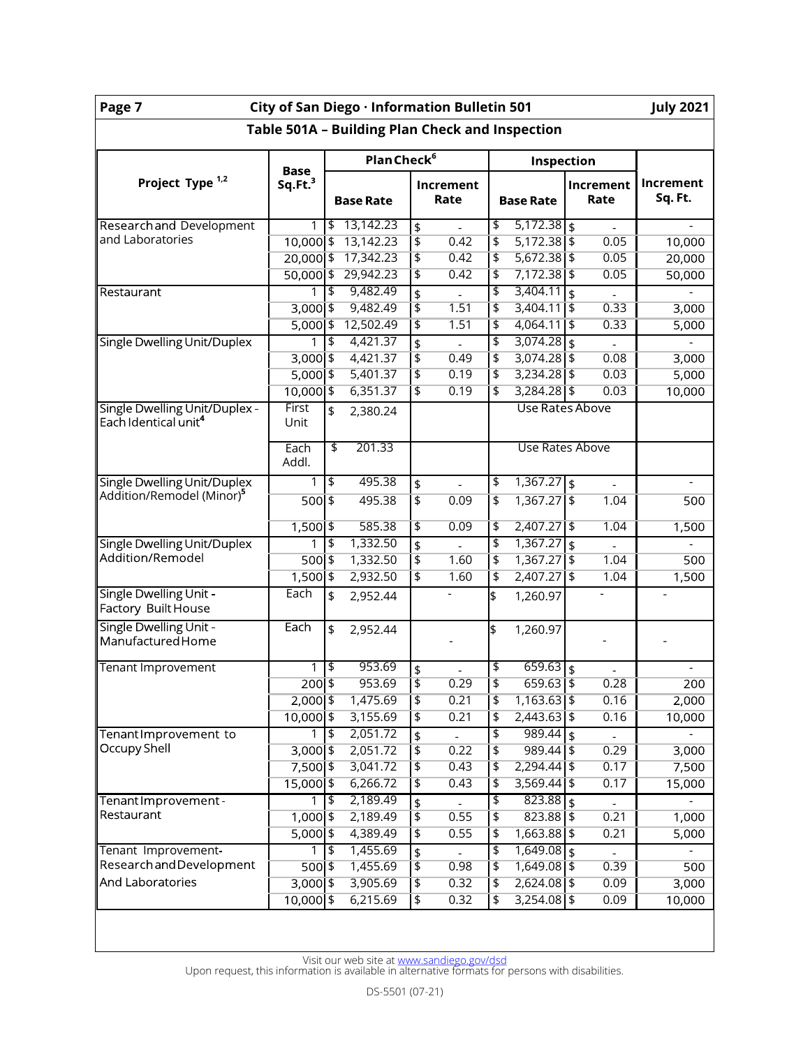## Table 501A – Building Plan Check and Inspection

| Project Type [1,2] | Base Sq.Ft.[3] | Plan Check[6] | | Inspection | | Increment Sq. Ft. |
|---|---|---|---|---|---|---|
| | | Base Rate | Increment Rate | Base Rate | Increment Rate | |
| Research and Development and Laboratories | 1 | $ 13,142.23 | $ - | $ 5,172.38 | $ - | - |
| | 10,000 | $ 13,142.23 | $ 0.42 | $ 5,172.38 | $ 0.05 | 10,000 |
| | 20,000 | $ 17,342.23 | $ 0.42 | $ 5,672.38 | $ 0.05 | 20,000 |
| | 50,000 | $ 29,942.23 | $ 0.42 | $ 7,172.38 | $ 0.05 | 50,000 |
| Restaurant | 1 | $ 9,482.49 | $ - | $ 3,404.11 | $ - | - |
| | 3,000 | $ 9,482.49 | $ 1.51 | $ 3,404.11 | $ 0.33 | 3,000 |
| | 5,000 | $ 12,502.49 | $ 1.51 | $ 4,064.11 | $ 0.33 | 5,000 |
| Single Dwelling Unit/Duplex | 1 | $ 4,421.37 | $ - | $ 3,074.28 | $ - | - |
| | 3,000 | $ 4,421.37 | $ 0.49 | $ 3,074.28 | $ 0.08 | 3,000 |
| | 5,000 | $ 5,401.37 | $ 0.19 | $ 3,234.28 | $ 0.03 | 5,000 |
| | 10,000 | $ 6,351.37 | $ 0.19 | $ 3,284.28 | $ 0.03 | 10,000 |
| Single Dwelling Unit/Duplex - Each Identical unit[4] | First Unit | $ 2,380.24 | | Use Rates Above | | |
| | Each Addl. | $ 201.33 | | Use Rates Above | | |
| Single Dwelling Unit/Duplex Addition/Remodel (Minor)[5] | 1 | $ 495.38 | $ - | $ 1,367.27 | $ - | - |
| | 500 | $ 495.38 | $ 0.09 | $ 1,367.27 | $ 1.04 | 500 |
| | 1,500 | $ 585.38 | $ 0.09 | $ 2,407.27 | $ 1.04 | 1,500 |
| Single Dwelling Unit/Duplex Addition/Remodel | 1 | $ 1,332.50 | $ - | $ 1,367.27 | $ - | - |
| | 500 | $ 1,332.50 | $ 1.60 | $ 1,367.27 | $ 1.04 | 500 |
| | 1,500 | $ 2,932.50 | $ 1.60 | $ 2,407.27 | $ 1.04 | 1,500 |
| Single Dwelling Unit - Factory Built House | Each | $ 2,952.44 | - | $ 1,260.97 | - | - |
| Single Dwelling Unit - Manufactured Home | Each | $ 2,952.44 | - | $ 1,260.97 | - | - |
| Tenant Improvement | 1 | $ 953.69 | $ - | $ 659.63 | $ - | - |
| | 200 | $ 953.69 | $ 0.29 | $ 659.63 | $ 0.28 | 200 |
| | 2,000 | $ 1,475.69 | $ 0.21 | $ 1,163.63 | $ 0.16 | 2,000 |
| | 10,000 | $ 3,155.69 | $ 0.21 | $ 2,443.63 | $ 0.16 | 10,000 |
| Tenant Improvement to Occupy Shell | 1 | $ 2,051.72 | $ - | $ 989.44 | $ - | - |
| | 3,000 | $ 2,051.72 | $ 0.22 | $ 989.44 | $ 0.29 | 3,000 |
| | 7,500 | $ 3,041.72 | $ 0.43 | $ 2,294.44 | $ 0.17 | 7,500 |
| | 15,000 | $ 6,266.72 | $ 0.43 | $ 3,569.44 | $ 0.17 | 15,000 |
| Tenant Improvement - Restaurant | 1 | $ 2,189.49 | $ - | $ 823.88 | $ - | - |
| | 1,000 | $ 2,189.49 | $ 0.55 | $ 823.88 | $ 0.21 | 1,000 |
| | 5,000 | $ 4,389.49 | $ 0.55 | $ 1,663.88 | $ 0.21 | 5,000 |
| Tenant Improvement- Research and Development And Laboratories | 1 | $ 1,455.69 | $ - | $ 1,649.08 | $ - | - |
| | 500 | $ 1,455.69 | $ 0.98 | $ 1,649.08 | $ 0.39 | 500 |
| | 3,000 | $ 3,905.69 | $ 0.32 | $ 2,624.08 | $ 0.09 | 3,000 |
| | 10,000 | $ 6,215.69 | $ 0.32 | $ 3,254.08 | $ 0.09 | 10,000 |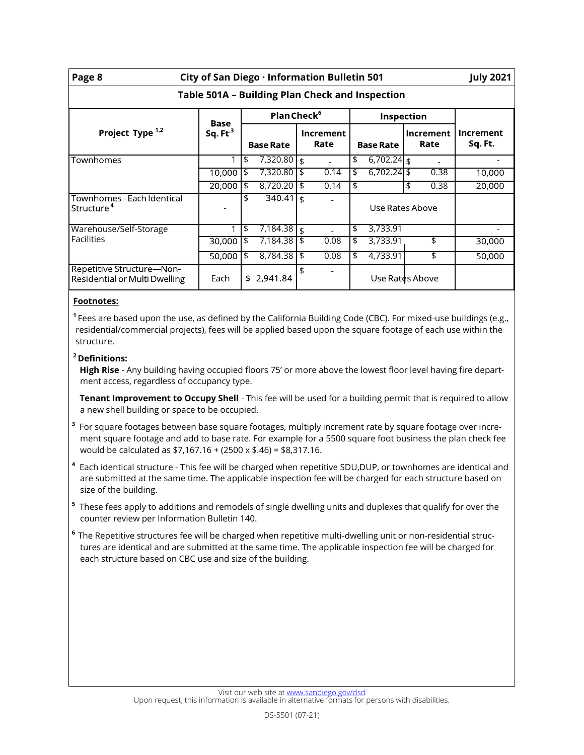## Table 501A – Building Plan Check and Inspection

| Project Type [1,2] | Base Sq. Ft [3] | Plan Check [6] | | Inspection | | Increment Sq. Ft. |
|---|---|---|---|---|---|---|
| | | Base Rate | Increment Rate | Base Rate | Increment Rate | |
| Townhomes | 1 | $ 7,320.80 | $ - | $ 6,702.24 | $ - | - |
| | 10,000 | $ 7,320.80 | $ 0.14 | $ 6,702.24 | $ 0.38 | 10,000 |
| | 20,000 | $ 8,720.20 | $ 0.14 | $ | $ 0.38 | 20,000 |
| Townhomes - Each Identical Structure [4] | - | $ 340.41 | $ - | Use Rates Above | | |
| Warehouse/Self-Storage Facilities | 1 | $ 7,184.38 | $ - | $ 3,733.91 | | - |
| | 30,000 | $ 7,184.38 | $ 0.08 | $ 3,733.91 | $ | 30,000 |
| | 50,000 | $ 8,784.38 | $ 0.08 | $ 4,733.91 | $ | 50,000 |
| Repetitive Structure—Non-Residential or Multi Dwelling | Each | $ 2,941.84 | $ - | Use Rates Above | | |

**Footnotes:**

[1] Fees are based upon the use, as defined by the California Building Code (CBC). For mixed-use buildings (e.g., residential/commercial projects), fees will be applied based upon the square footage of each use within the structure.

[2] **Definitions:**

**High Rise** - Any building having occupied floors 75' or more above the lowest floor level having fire department access, regardless of occupancy type.

**Tenant Improvement to Occupy Shell** - This fee will be used for a building permit that is required to allow a new shell building or space to be occupied.

[3] For square footages between base square footages, multiply increment rate by square footage over increment square footage and add to base rate. For example for a 5500 square foot business the plan check fee would be calculated as $7,167.16 + (2500 x $.46) = $8,317.16.

[4] Each identical structure - This fee will be charged when repetitive SDU,DUP, or townhomes are identical and are submitted at the same time. The applicable inspection fee will be charged for each structure based on size of the building.

[5] These fees apply to additions and remodels of single dwelling units and duplexes that qualify for over the counter review per Information Bulletin 140.

[6] The Repetitive structures fee will be charged when repetitive multi-dwelling unit or non-residential structures are identical and are submitted at the same time. The applicable inspection fee will be charged for each structure based on CBC use and size of the building.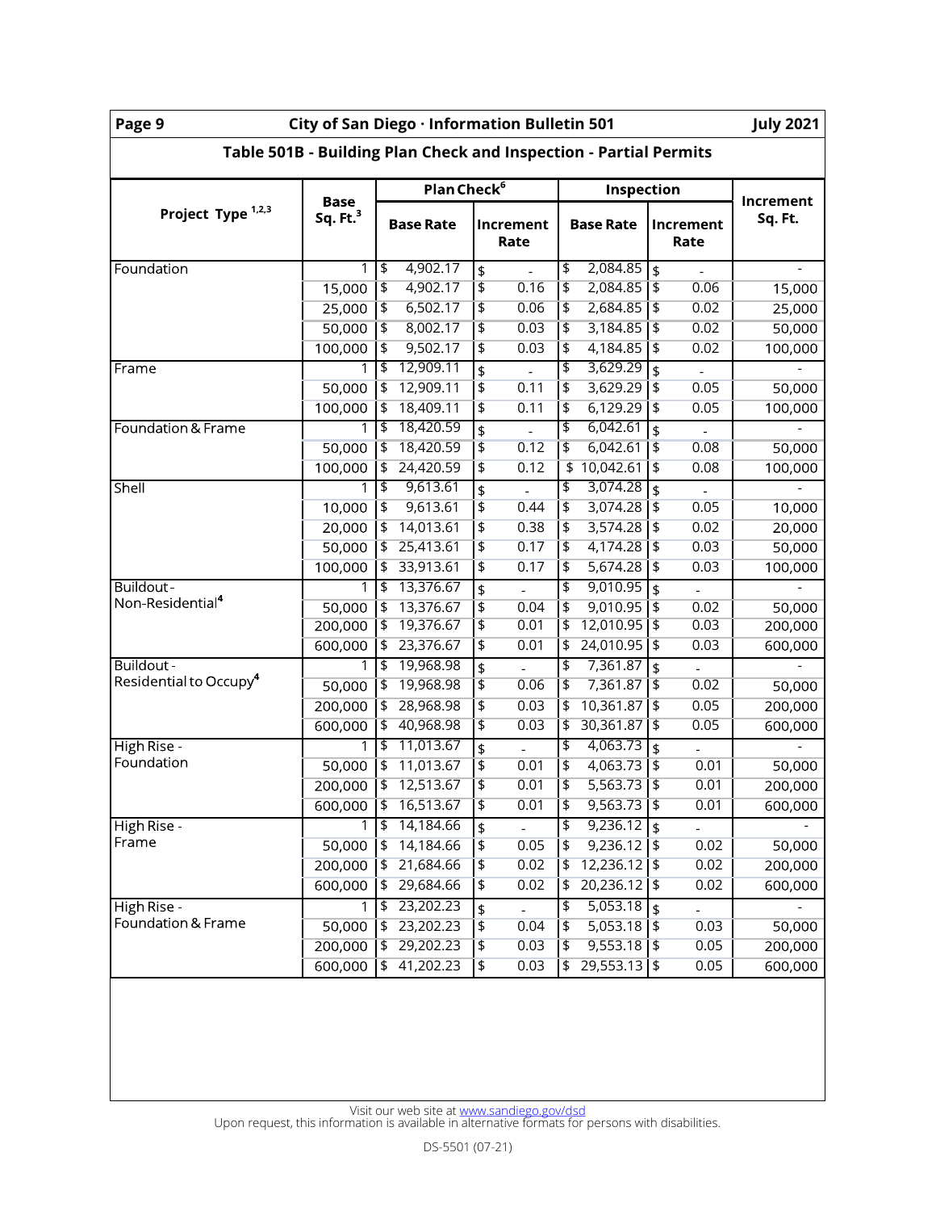## Table 501B - Building Plan Check and Inspection - Partial Permits

| Project Type [1,2,3] | Base Sq. Ft.[3] | Plan Check[6] | | Inspection | | Increment Sq. Ft. |
|---|---|---|---|---|---|---|
| | | Base Rate | Increment Rate | Base Rate | Increment Rate | |
| Foundation | 1 | $ 4,902.17 | $ - | $ 2,084.85 | $ - | - |
| | 15,000 | $ 4,902.17 | $ 0.16 | $ 2,084.85 | $ 0.06 | 15,000 |
| | 25,000 | $ 6,502.17 | $ 0.06 | $ 2,684.85 | $ 0.02 | 25,000 |
| | 50,000 | $ 8,002.17 | $ 0.03 | $ 3,184.85 | $ 0.02 | 50,000 |
| | 100,000 | $ 9,502.17 | $ 0.03 | $ 4,184.85 | $ 0.02 | 100,000 |
| Frame | 1 | $ 12,909.11 | $ - | $ 3,629.29 | $ - | - |
| | 50,000 | $ 12,909.11 | $ 0.11 | $ 3,629.29 | $ 0.05 | 50,000 |
| | 100,000 | $ 18,409.11 | $ 0.11 | $ 6,129.29 | $ 0.05 | 100,000 |
| Foundation & Frame | 1 | $ 18,420.59 | $ - | $ 6,042.61 | $ - | - |
| | 50,000 | $ 18,420.59 | $ 0.12 | $ 6,042.61 | $ 0.08 | 50,000 |
| | 100,000 | $ 24,420.59 | $ 0.12 | $ 10,042.61 | $ 0.08 | 100,000 |
| Shell | 1 | $ 9,613.61 | $ - | $ 3,074.28 | $ - | - |
| | 10,000 | $ 9,613.61 | $ 0.44 | $ 3,074.28 | $ 0.05 | 10,000 |
| | 20,000 | $ 14,013.61 | $ 0.38 | $ 3,574.28 | $ 0.02 | 20,000 |
| | 50,000 | $ 25,413.61 | $ 0.17 | $ 4,174.28 | $ 0.03 | 50,000 |
| | 100,000 | $ 33,913.61 | $ 0.17 | $ 5,674.28 | $ 0.03 | 100,000 |
| Buildout - Non-Residential[4] | 1 | $ 13,376.67 | $ - | $ 9,010.95 | $ - | - |
| | 50,000 | $ 13,376.67 | $ 0.04 | $ 9,010.95 | $ 0.02 | 50,000 |
| | 200,000 | $ 19,376.67 | $ 0.01 | $ 12,010.95 | $ 0.03 | 200,000 |
| | 600,000 | $ 23,376.67 | $ 0.01 | $ 24,010.95 | $ 0.03 | 600,000 |
| Buildout - Residential to Occupy[4] | 1 | $ 19,968.98 | $ - | $ 7,361.87 | $ - | - |
| | 50,000 | $ 19,968.98 | $ 0.06 | $ 7,361.87 | $ 0.02 | 50,000 |
| | 200,000 | $ 28,968.98 | $ 0.03 | $ 10,361.87 | $ 0.05 | 200,000 |
| | 600,000 | $ 40,968.98 | $ 0.03 | $ 30,361.87 | $ 0.05 | 600,000 |
| High Rise - Foundation | 1 | $ 11,013.67 | $ - | $ 4,063.73 | $ - | - |
| | 50,000 | $ 11,013.67 | $ 0.01 | $ 4,063.73 | $ 0.01 | 50,000 |
| | 200,000 | $ 12,513.67 | $ 0.01 | $ 5,563.73 | $ 0.01 | 200,000 |
| | 600,000 | $ 16,513.67 | $ 0.01 | $ 9,563.73 | $ 0.01 | 600,000 |
| High Rise - Frame | 1 | $ 14,184.66 | $ - | $ 9,236.12 | $ - | - |
| | 50,000 | $ 14,184.66 | $ 0.05 | $ 9,236.12 | $ 0.02 | 50,000 |
| | 200,000 | $ 21,684.66 | $ 0.02 | $ 12,236.12 | $ 0.02 | 200,000 |
| | 600,000 | $ 29,684.66 | $ 0.02 | $ 20,236.12 | $ 0.02 | 600,000 |
| High Rise - Foundation & Frame | 1 | $ 23,202.23 | $ - | $ 5,053.18 | $ - | - |
| | 50,000 | $ 23,202.23 | $ 0.04 | $ 5,053.18 | $ 0.03 | 50,000 |
| | 200,000 | $ 29,202.23 | $ 0.03 | $ 9,553.18 | $ 0.05 | 200,000 |
| | 600,000 | $ 41,202.23 | $ 0.03 | $ 29,553.13 | $ 0.05 | 600,000 |

Visit our web site at www.sandiego.gov/dsd
Upon request, this information is available in alternative formats for persons with disabilities.

DS-5501 (07-21)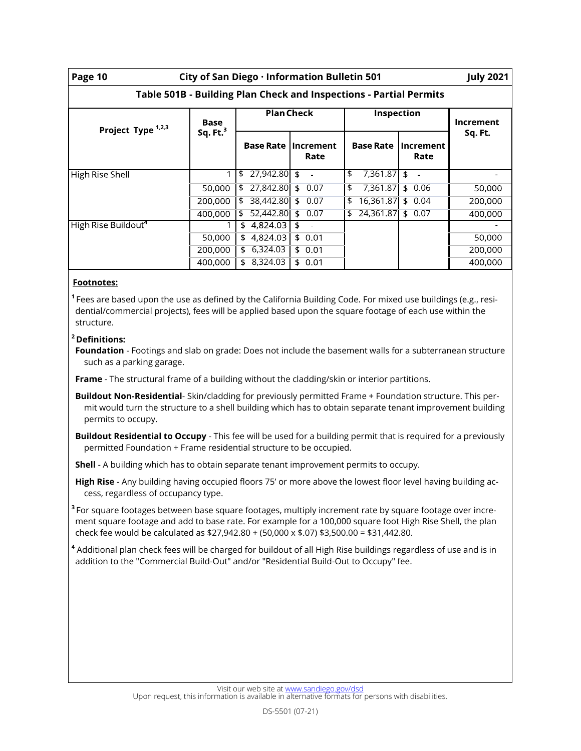## Table 501B - Building Plan Check and Inspections - Partial Permits

| Project Type [1,2,3] | Base Sq. Ft.[3] | Plan Check | | Inspection | | Increment Sq. Ft. |
|---|---|---|---|---|---|---|
| | | Base Rate | Increment Rate | Base Rate | Increment Rate | |
| High Rise Shell | 1 | $ 27,942.80 | $ - | $ 7,361.87 | $ - | - |
| | 50,000 | $ 27,842.80 | $ 0.07 | $ 7,361.87 | $ 0.06 | 50,000 |
| | 200,000 | $ 38,442.80 | $ 0.07 | $ 16,361.87 | $ 0.04 | 200,000 |
| | 400,000 | $ 52,442.80 | $ 0.07 | $ 24,361.87 | $ 0.07 | 400,000 |
| High Rise Buildout[4] | 1 | $ 4,824.03 | $ - | | | - |
| | 50,000 | $ 4,824.03 | $ 0.01 | | | 50,000 |
| | 200,000 | $ 6,324.03 | $ 0.01 | | | 200,000 |
| | 400,000 | $ 8,324.03 | $ 0.01 | | | 400,000 |

**Footnotes:**

[1] Fees are based upon the use as defined by the California Building Code. For mixed use buildings (e.g., residential/commercial projects), fees will be applied based upon the square footage of each use within the structure.

[2] **Definitions:**

**Foundation** - Footings and slab on grade: Does not include the basement walls for a subterranean structure such as a parking garage.

**Frame** - The structural frame of a building without the cladding/skin or interior partitions.

**Buildout Non-Residential**- Skin/cladding for previously permitted Frame + Foundation structure. This permit would turn the structure to a shell building which has to obtain separate tenant improvement building permits to occupy.

**Buildout Residential to Occupy** - This fee will be used for a building permit that is required for a previously permitted Foundation + Frame residential structure to be occupied.

**Shell** - A building which has to obtain separate tenant improvement permits to occupy.

**High Rise** - Any building having occupied floors 75' or more above the lowest floor level having building access, regardless of occupancy type.

[3] For square footages between base square footages, multiply increment rate by square footage over increment square footage and add to base rate. For example for a 100,000 square foot High Rise Shell, the plan check fee would be calculated as $27,942.80 + (50,000 x $.07) $3,500.00 = $31,442.80.

[4] Additional plan check fees will be charged for buildout of all High Rise buildings regardless of use and is in addition to the "Commercial Build-Out" and/or "Residential Build-Out to Occupy" fee.

Visit our web site at www.sandiego.gov/dsd
Upon request, this information is available in alternative formats for persons with disabilities.

DS-5501 (07-21)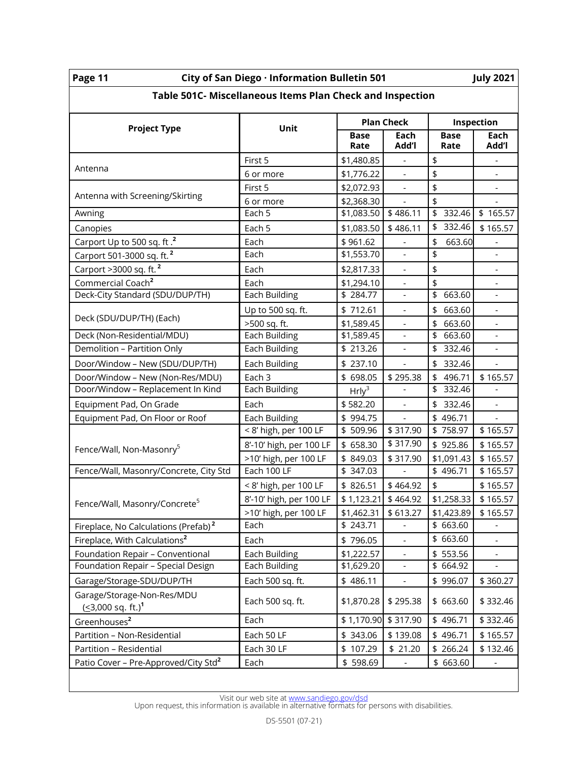## Table 501C- Miscellaneous Items Plan Check and Inspection

| Project Type | Unit | Plan Check | | Inspection | |
|---|---|---|---|---|---|
| | | Base Rate | Each Add'l | Base Rate | Each Add'l |
| Antenna | First 5 | $1,480.85 | - | $ | - |
| | 6 or more | $1,776.22 | - | $ | - |
| Antenna with Screening/Skirting | First 5 | $2,072.93 | - | $ | - |
| | 6 or more | $2,368.30 | - | $ | - |
| Awning | Each 5 | $1,083.50 | $ 486.11 | $ 332.46 | $ 165.57 |
| Canopies | Each 5 | $1,083.50 | $ 486.11 | $ 332.46 | $ 165.57 |
| Carport Up to 500 sq. ft .[2] | Each | $ 961.62 | - | $ 663.60 | - |
| Carport 501-3000 sq. ft.[2] | Each | $1,553.70 | - | $ | - |
| Carport >3000 sq. ft.[2] | Each | $2,817.33 | - | $ | - |
| Commercial Coach[2] | Each | $1,294.10 | - | $ | - |
| Deck-City Standard (SDU/DUP/TH) | Each Building | $ 284.77 | - | $ 663.60 | - |
| Deck (SDU/DUP/TH) (Each) | Up to 500 sq. ft. | $ 712.61 | - | $ 663.60 | - |
| | >500 sq. ft. | $1,589.45 | - | $ 663.60 | - |
| Deck (Non-Residential/MDU) | Each Building | $1,589.45 | - | $ 663.60 | - |
| Demolition – Partition Only | Each Building | $ 213.26 | - | $ 332.46 | - |
| Door/Window – New (SDU/DUP/TH) | Each Building | $ 237.10 | - | $ 332.46 | - |
| Door/Window – New (Non-Res/MDU) | Each 3 | $ 698.05 | $ 295.38 | $ 496.71 | $ 165.57 |
| Door/Window – Replacement In Kind | Each Building | Hrly[3] | - | $ 332.46 | - |
| Equipment Pad, On Grade | Each | $ 582.20 | - | $ 332.46 | - |
| Equipment Pad, On Floor or Roof | Each Building | $ 994.75 | - | $ 496.71 | - |
| Fence/Wall, Non-Masonry[5] | < 8' high, per 100 LF | $ 509.96 | $ 317.90 | $ 758.97 | $ 165.57 |
| | 8'-10' high, per 100 LF | $ 658.30 | $ 317.90 | $ 925.86 | $ 165.57 |
| | >10' high, per 100 LF | $ 849.03 | $ 317.90 | $1,091.43 | $ 165.57 |
| Fence/Wall, Masonry/Concrete, City Std | Each 100 LF | $ 347.03 | - | $ 496.71 | $ 165.57 |
| Fence/Wall, Masonry/Concrete[5] | < 8' high, per 100 LF | $ 826.51 | $ 464.92 | $ | $ 165.57 |
| | 8'-10' high, per 100 LF | $ 1,123.21 | $ 464.92 | $1,258.33 | $ 165.57 |
| | >10' high, per 100 LF | $1,462.31 | $ 613.27 | $1,423.89 | $ 165.57 |
| Fireplace, No Calculations (Prefab)[2] | Each | $ 243.71 | - | $ 663.60 | - |
| Fireplace, With Calculations[2] | Each | $ 796.05 | - | $ 663.60 | - |
| Foundation Repair – Conventional | Each Building | $1,222.57 | - | $ 553.56 | - |
| Foundation Repair – Special Design | Each Building | $1,629.20 | - | $ 664.92 | - |
| Garage/Storage-SDU/DUP/TH | Each 500 sq. ft. | $ 486.11 | - | $ 996.07 | $ 360.27 |
| Garage/Storage-Non-Res/MDU (≤3,000 sq. ft.)[1] | Each 500 sq. ft. | $1,870.28 | $ 295.38 | $ 663.60 | $ 332.46 |
| Greenhouses[2] | Each | $ 1,170.90 | $ 317.90 | $ 496.71 | $ 332.46 |
| Partition – Non-Residential | Each 50 LF | $ 343.06 | $ 139.08 | $ 496.71 | $ 165.57 |
| Partition – Residential | Each 30 LF | $ 107.29 | $ 21.20 | $ 266.24 | $ 132.46 |
| Patio Cover – Pre-Approved/City Std[2] | Each | $ 598.69 | - | $ 663.60 | - |

Visit our web site at www.sandiego.gov/dsd
Upon request, this information is available in alternative formats for persons with disabilities.

DS-5501 (07-21)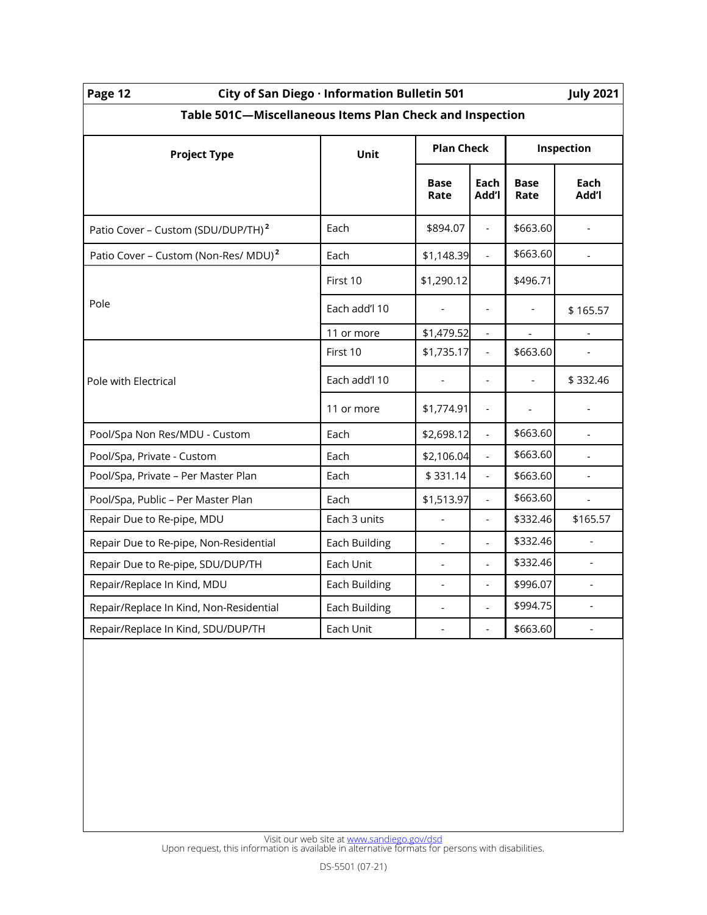## Table 501C—Miscellaneous Items Plan Check and Inspection

| Project Type | Unit | Plan Check | | Inspection | |
|---|---|---|---|---|---|
| | | Base Rate | Each Add'l | Base Rate | Each Add'l |
| Patio Cover – Custom (SDU/DUP/TH)[2] | Each | $894.07 | - | $663.60 | - |
| Patio Cover – Custom (Non-Res/ MDU)[2] | Each | $1,148.39 | - | $663.60 | - |
| Pole | First 10 | $1,290.12 | | $496.71 | |
| | Each add'l 10 | - | - | - | $ 165.57 |
| | 11 or more | $1,479.52 | - | - | - |
| Pole with Electrical | First 10 | $1,735.17 | - | $663.60 | - |
| | Each add'l 10 | - | - | - | $ 332.46 |
| | 11 or more | $1,774.91 | - | - | - |
| Pool/Spa Non Res/MDU - Custom | Each | $2,698.12 | - | $663.60 | - |
| Pool/Spa, Private - Custom | Each | $2,106.04 | - | $663.60 | - |
| Pool/Spa, Private – Per Master Plan | Each | $ 331.14 | - | $663.60 | - |
| Pool/Spa, Public – Per Master Plan | Each | $1,513.97 | - | $663.60 | - |
| Repair Due to Re-pipe, MDU | Each 3 units | - | - | $332.46 | $165.57 |
| Repair Due to Re-pipe, Non-Residential | Each Building | - | - | $332.46 | - |
| Repair Due to Re-pipe, SDU/DUP/TH | Each Unit | - | - | $332.46 | - |
| Repair/Replace In Kind, MDU | Each Building | - | - | $996.07 | - |
| Repair/Replace In Kind, Non-Residential | Each Building | - | - | $994.75 | - |
| Repair/Replace In Kind, SDU/DUP/TH | Each Unit | - | - | $663.60 | - |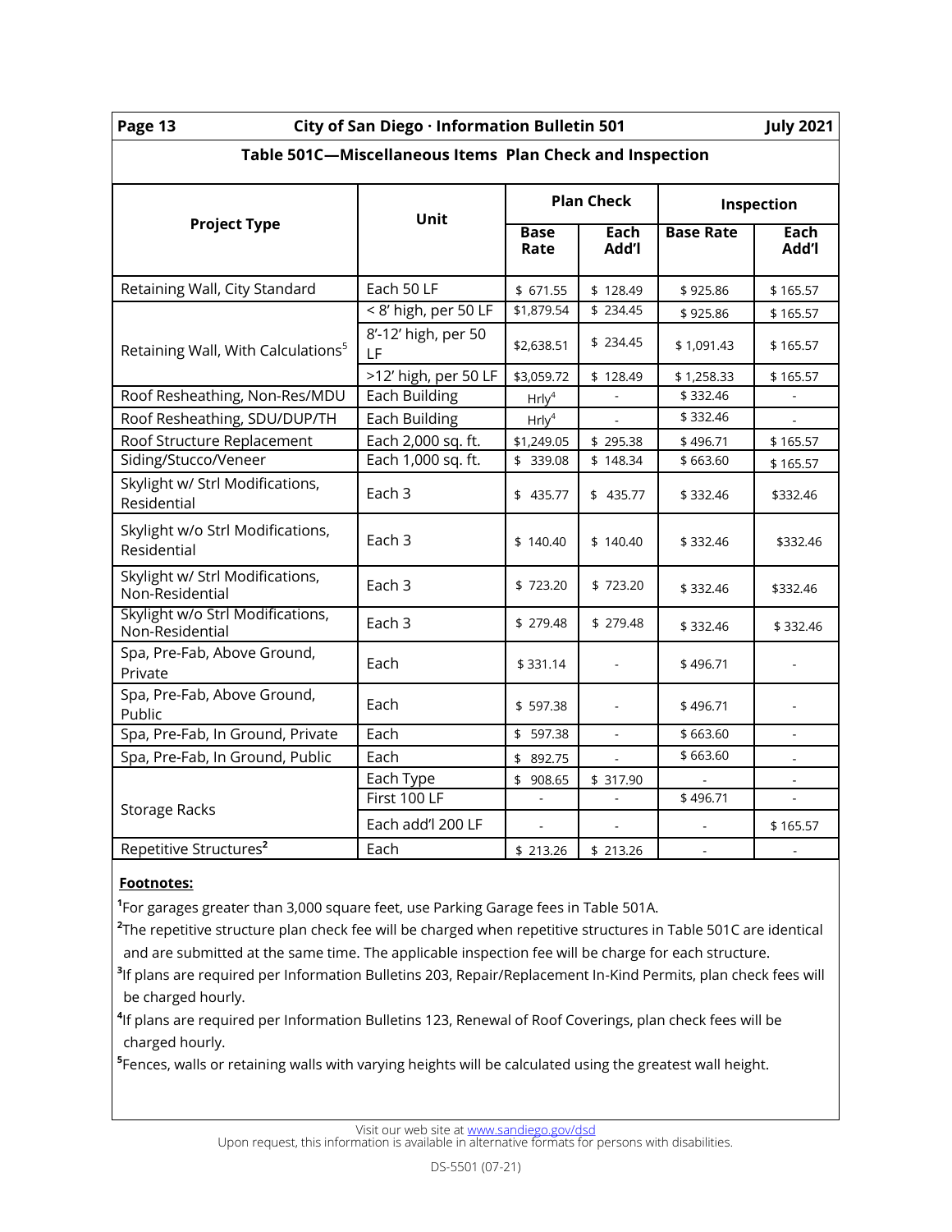## Table 501C—Miscellaneous Items Plan Check and Inspection

| Project Type | Unit | Plan Check | | Inspection | |
|---|---|---|---|---|---|
| | | Base Rate | Each Add'l | Base Rate | Each Add'l |
| Retaining Wall, City Standard | Each 50 LF | $ 671.55 | $ 128.49 | $ 925.86 | $ 165.57 |
| Retaining Wall, With Calculations[5] | < 8' high, per 50 LF | $1,879.54 | $ 234.45 | $ 925.86 | $ 165.57 |
| | 8'-12' high, per 50 LF | $2,638.51 | $ 234.45 | $ 1,091.43 | $ 165.57 |
| | >12' high, per 50 LF | $3,059.72 | $ 128.49 | $ 1,258.33 | $ 165.57 |
| Roof Resheathing, Non-Res/MDU | Each Building | Hrly[4] | - | $ 332.46 | - |
| Roof Resheathing, SDU/DUP/TH | Each Building | Hrly[4] | - | $ 332.46 | - |
| Roof Structure Replacement | Each 2,000 sq. ft. | $1,249.05 | $ 295.38 | $ 496.71 | $ 165.57 |
| Siding/Stucco/Veneer | Each 1,000 sq. ft. | $ 339.08 | $ 148.34 | $ 663.60 | $ 165.57 |
| Skylight w/ Strl Modifications, Residential | Each 3 | $ 435.77 | $ 435.77 | $ 332.46 | $332.46 |
| Skylight w/o Strl Modifications, Residential | Each 3 | $ 140.40 | $ 140.40 | $ 332.46 | $332.46 |
| Skylight w/ Strl Modifications, Non-Residential | Each 3 | $ 723.20 | $ 723.20 | $ 332.46 | $332.46 |
| Skylight w/o Strl Modifications, Non-Residential | Each 3 | $ 279.48 | $ 279.48 | $ 332.46 | $ 332.46 |
| Spa, Pre-Fab, Above Ground, Private | Each | $ 331.14 | - | $ 496.71 | - |
| Spa, Pre-Fab, Above Ground, Public | Each | $ 597.38 | - | $ 496.71 | - |
| Spa, Pre-Fab, In Ground, Private | Each | $ 597.38 | - | $ 663.60 | - |
| Spa, Pre-Fab, In Ground, Public | Each | $ 892.75 | - | $ 663.60 | - |
| Storage Racks | Each Type | $ 908.65 | $ 317.90 | - | - |
| | First 100 LF | - | - | $ 496.71 | - |
| | Each add'l 200 LF | - | - | - | $ 165.57 |
| Repetitive Structures[2] | Each | $ 213.26 | $ 213.26 | - | - |

**Footnotes:**

[1]For garages greater than 3,000 square feet, use Parking Garage fees in Table 501A.

[2]The repetitive structure plan check fee will be charged when repetitive structures in Table 501C are identical and are submitted at the same time. The applicable inspection fee will be charge for each structure.

[3]If plans are required per Information Bulletins 203, Repair/Replacement In-Kind Permits, plan check fees will be charged hourly.

[4]If plans are required per Information Bulletins 123, Renewal of Roof Coverings, plan check fees will be charged hourly.

[5]Fences, walls or retaining walls with varying heights will be calculated using the greatest wall height.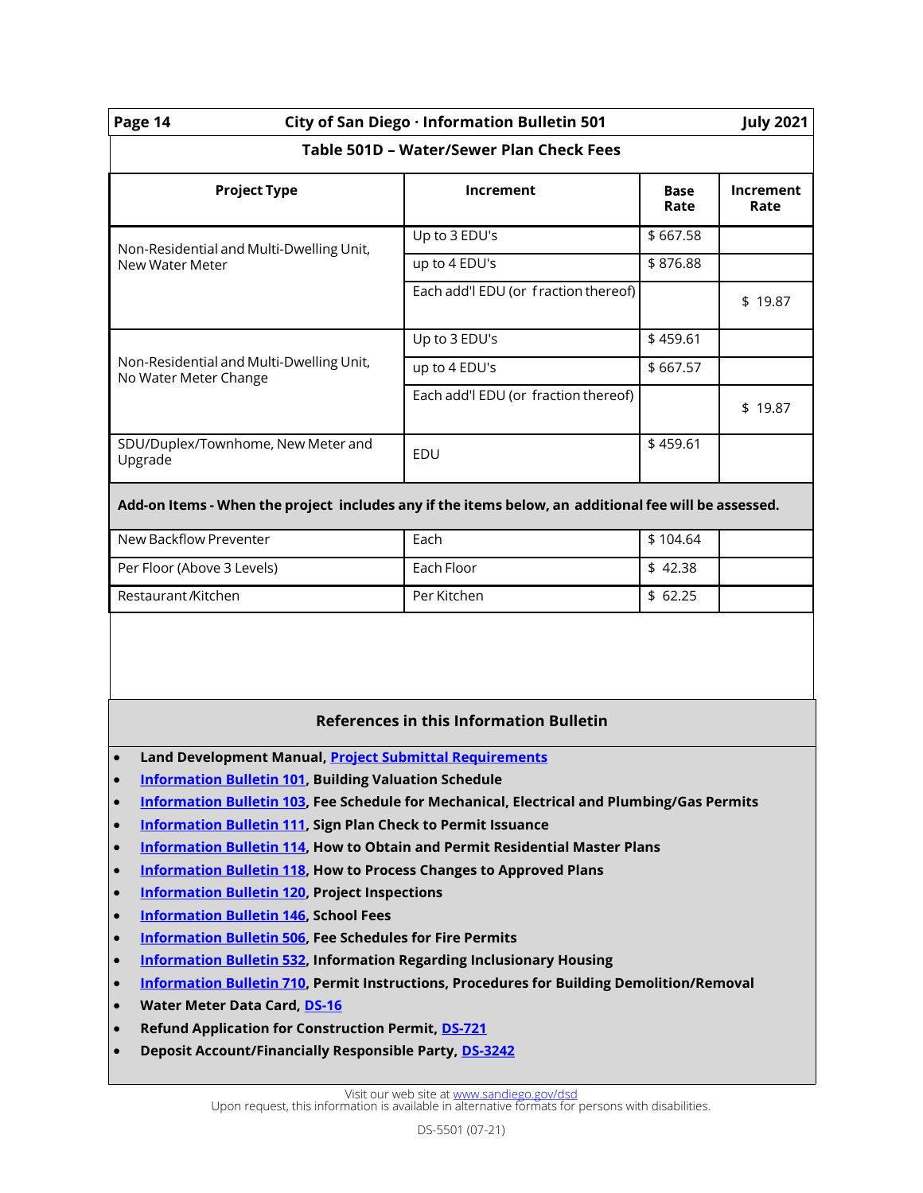## Table 501D – Water/Sewer Plan Check Fees

| Project Type | Increment | Base Rate | Increment Rate |
|---|---|---|---|
| Non-Residential and Multi-Dwelling Unit, New Water Meter | Up to 3 EDU's | $ 667.58 | |
| | up to 4 EDU's | $ 876.88 | |
| | Each add'l EDU (or fraction thereof) | | $ 19.87 |
| Non-Residential and Multi-Dwelling Unit, No Water Meter Change | Up to 3 EDU's | $ 459.61 | |
| | up to 4 EDU's | $ 667.57 | |
| | Each add'l EDU (or fraction thereof) | | $ 19.87 |
| SDU/Duplex/Townhome, New Meter and Upgrade | EDU | $ 459.61 | |
| **Add-on Items - When the project includes any if the items below, an additional fee will be assessed.** | | | |
| New Backflow Preventer | Each | $ 104.64 | |
| Per Floor (Above 3 Levels) | Each Floor | $ 42.38 | |
| Restaurant/Kitchen | Per Kitchen | $ 62.25 | |

## References in this Information Bulletin

- **Land Development Manual, Project Submittal Requirements**
- **Information Bulletin 101, Building Valuation Schedule**
- **Information Bulletin 103, Fee Schedule for Mechanical, Electrical and Plumbing/Gas Permits**
- **Information Bulletin 111, Sign Plan Check to Permit Issuance**
- **Information Bulletin 114, How to Obtain and Permit Residential Master Plans**
- **Information Bulletin 118, How to Process Changes to Approved Plans**
- **Information Bulletin 120, Project Inspections**
- **Information Bulletin 146, School Fees**
- **Information Bulletin 506, Fee Schedules for Fire Permits**
- **Information Bulletin 532, Information Regarding Inclusionary Housing**
- **Information Bulletin 710, Permit Instructions, Procedures for Building Demolition/Removal**
- **Water Meter Data Card, DS-16**
- **Refund Application for Construction Permit, DS-721**
- **Deposit Account/Financially Responsible Party, DS-3242**

Visit our web site at www.sandiego.gov/dsd
Upon request, this information is available in alternative formats for persons with disabilities.

DS-5501 (07-21)